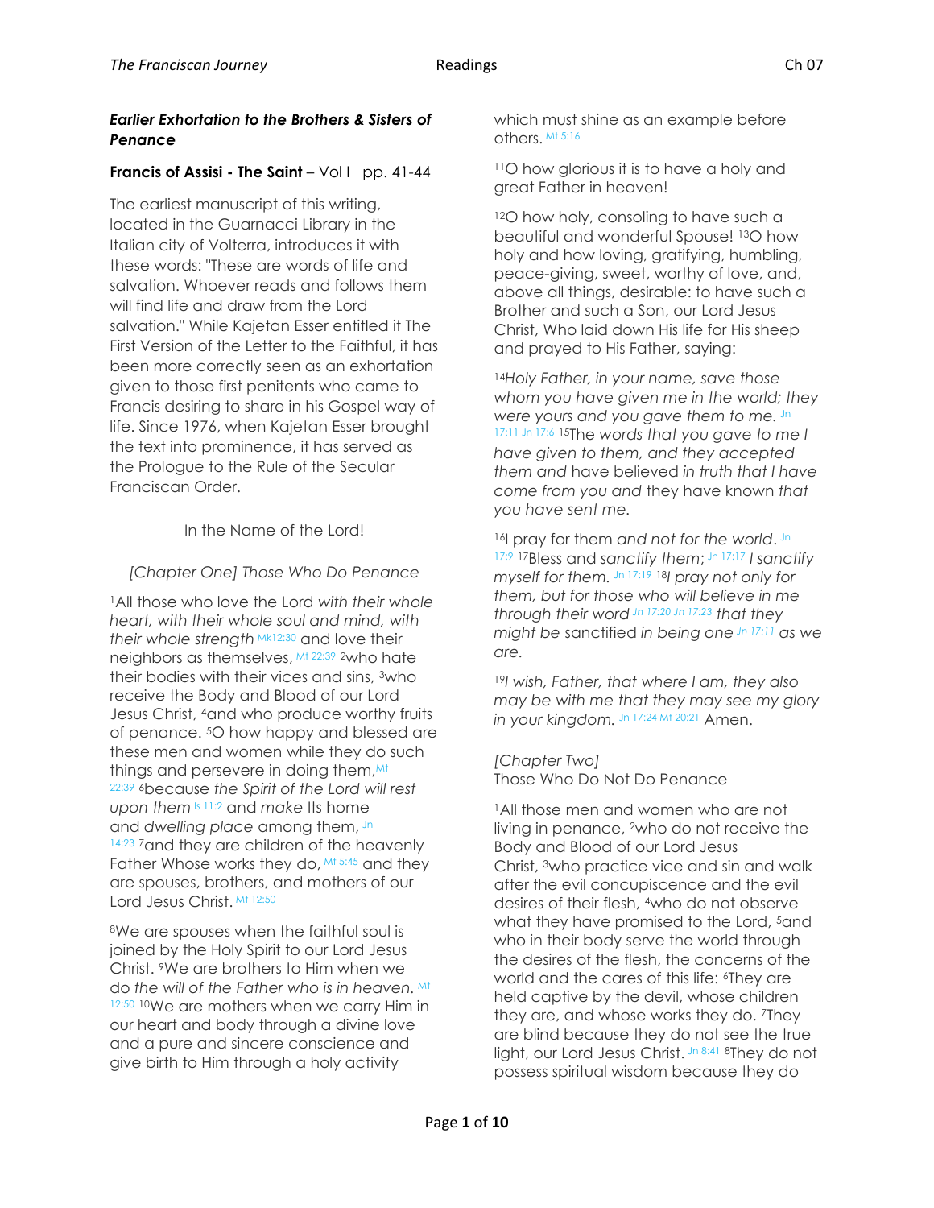### *Earlier Exhortation to the Brothers & Sisters of Penance*

**Francis of Assisi - The Saint** – Vol I pp. 41-44

The earliest manuscript of this writing, located in the Guarnacci Library in the Italian city of Volterra, introduces it with these words: "These are words of life and salvation. Whoever reads and follows them will find life and draw from the Lord salvation." While Kajetan Esser entitled it The First Version of the Letter to the Faithful, it has been more correctly seen as an exhortation given to those first penitents who came to Francis desiring to share in his Gospel way of life. Since 1976, when Kajetan Esser brought the text into prominence, it has served as the Prologue to the Rule of the Secular Franciscan Order.

In the Name of the Lord!

*[Chapter One]* Those Who Do Penance

[1]All those who love the Lord *with their whole heart, with their whole soul and mind, with their whole strength* Mk12:30 and love their neighbors as themselves, Mt 22:39 [2]who hate their bodies with their vices and sins, [3]who receive the Body and Blood of our Lord Jesus Christ, [4]and who produce worthy fruits of penance. [5]O how happy and blessed are these men and women while they do such things and persevere in doing them, Mt 22:39 [6]because *the Spirit of the Lord will rest upon them* Is 11:2 and *make* Its home and *dwelling place* among them, Jn 14:23 [7]and they are children of the heavenly Father Whose works they do, Mt 5:45 and they are spouses, brothers, and mothers of our Lord Jesus Christ. Mt 12:50

[8]We are spouses when the faithful soul is joined by the Holy Spirit to our Lord Jesus Christ. [9]We are brothers to Him when we do *the will of the Father who is in heaven*. Mt 12:50 [10]We are mothers when we carry Him in our heart and body through a divine love and a pure and sincere conscience and give birth to Him through a holy activity which must shine as an example before others. Mt 5:16

[11]O how glorious it is to have a holy and great Father in heaven!

[12]O how holy, consoling to have such a beautiful and wonderful Spouse! [13]O how holy and how loving, gratifying, humbling, peace-giving, sweet, worthy of love, and, above all things, desirable: to have such a Brother and such a Son, our Lord Jesus Christ, Who laid down His life for His sheep and prayed to His Father, saying:

[14]*Holy Father, in your name, save those whom you have given me in the world; they were yours and you gave them to me.* Jn 17:11 Jn 17:6 [15]The *words that you gave to me I have given to them, and they accepted them and* have *believed in truth that I have come from you and* they *have known that you have sent me.*

[16]I pray for them *and not for the world*. Jn 17:9 [17]Bless and *sanctify them*; Jn 17:17 *I sanctify myself for them.* Jn 17:19 [18]*I pray not only for them, but for those who will believe in me through their word* Jn 17:20 Jn 17:23 *that they might be* sanctified *in being one* Jn 17:11 *as we are.*

[19]*I wish, Father, that where I am, they also may be with me that they may see my glory in your kingdom.* Jn 17:24 Mt 20:21 Amen.

*[Chapter Two]*
Those Who Do Not Do Penance

[1]All those men and women who are not living in penance, [2]who do not receive the Body and Blood of our Lord Jesus Christ, [3]who practice vice and sin and walk after the evil concupiscence and the evil desires of their flesh, [4]who do not observe what they have promised to the Lord, [5]and who in their body serve the world through the desires of the flesh, the concerns of the world and the cares of this life: [6]They are held captive by the devil, whose children they are, and whose works they do. [7]They are blind because they do not see the true light, our Lord Jesus Christ. Jn 8:41 [8]They do not possess spiritual wisdom because they do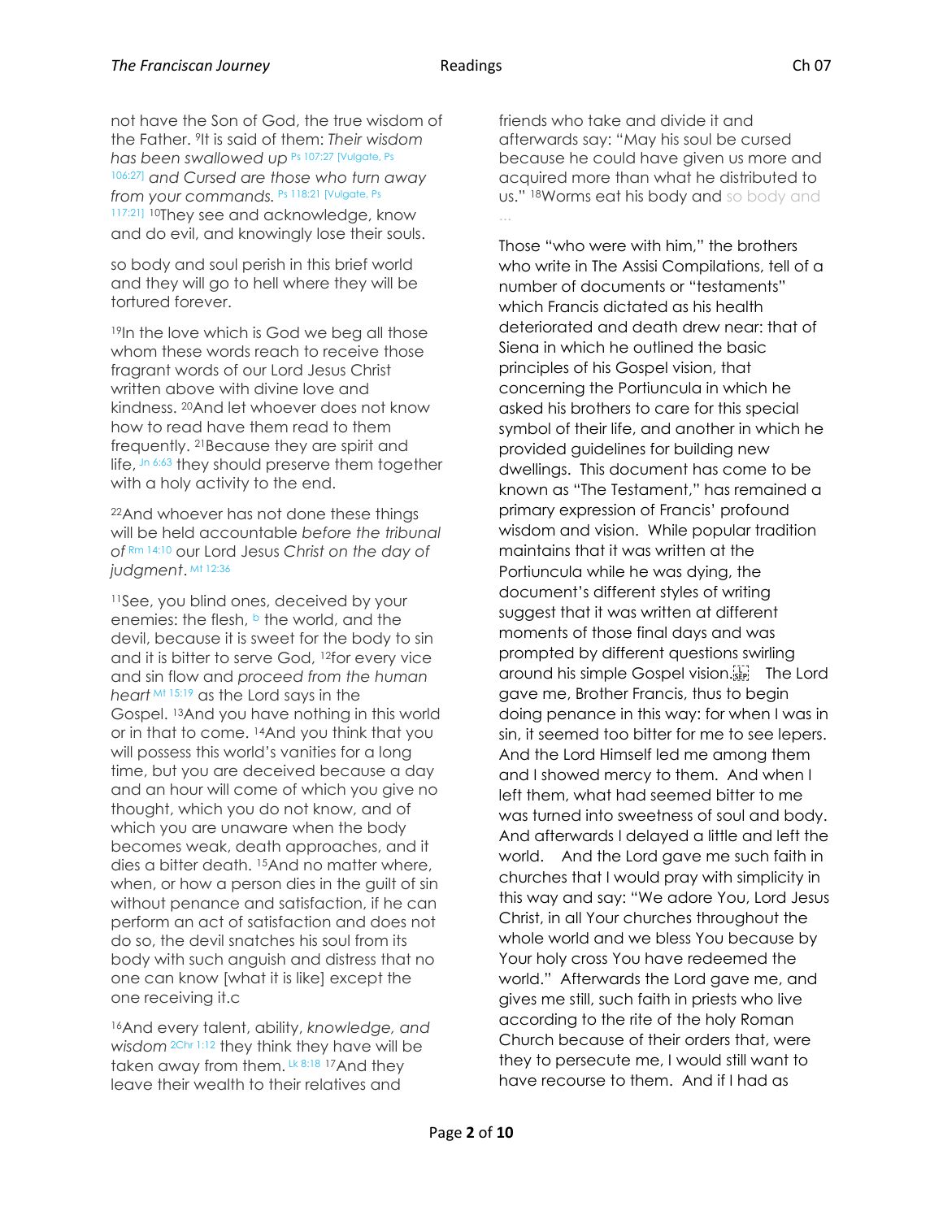not have the Son of God, the true wisdom of the Father. [9]It is said of them: *Their wisdom has been swallowed up* [Ps 107:27 [Vulgate, Ps 106:27]] *and Cursed are those who turn away from your commands.* [Ps 118:21 [Vulgate, Ps 117:21]] [10]They see and acknowledge, know and do evil, and knowingly lose their souls.

so body and soul perish in this brief world and they will go to hell where they will be tortured forever.

[19]In the love which is God we beg all those whom these words reach to receive those fragrant words of our Lord Jesus Christ written above with divine love and kindness. [20]And let whoever does not know how to read have them read to them frequently. [21]Because they are spirit and life, [Jn 6:63] they should preserve them together with a holy activity to the end.

[22]And whoever has not done these things will be held accountable *before the tribunal of* [Rm 14:10] our Lord Jesus *Christ on the day of judgment*. [Mt 12:36]

[11]See, you blind ones, deceived by your enemies: the flesh, [b] the world, and the devil, because it is sweet for the body to sin and it is bitter to serve God, [12]for every vice and sin flow and *proceed from the human heart* [Mt 15:19] as the Lord says in the Gospel. [13]And you have nothing in this world or in that to come. [14]And you think that you will possess this world's vanities for a long time, but you are deceived because a day and an hour will come of which you give no thought, which you do not know, and of which you are unaware when the body becomes weak, death approaches, and it dies a bitter death. [15]And no matter where, when, or how a person dies in the guilt of sin without penance and satisfaction, if he can perform an act of satisfaction and does not do so, the devil snatches his soul from its body with such anguish and distress that no one can know [what it is like] except the one receiving it.c

[16]And every talent, ability, *knowledge, and wisdom* [2Chr 1:12] they think they have will be taken away from them. [Lk 8:18] [17]And they leave their wealth to their relatives and friends who take and divide it and afterwards say: "May his soul be cursed because he could have given us more and acquired more than what he distributed to us." [18]Worms eat his body and so body and …

Those "who were with him," the brothers who write in The Assisi Compilations, tell of a number of documents or "testaments" which Francis dictated as his health deteriorated and death drew near: that of Siena in which he outlined the basic principles of his Gospel vision, that concerning the Portiuncula in which he asked his brothers to care for this special symbol of their life, and another in which he provided guidelines for building new dwellings. This document has come to be known as "The Testament," has remained a primary expression of Francis' profound wisdom and vision. While popular tradition maintains that it was written at the Portiuncula while he was dying, the document's different styles of writing suggest that it was written at different moments of those final days and was prompted by different questions swirling around his simple Gospel vision. The Lord gave me, Brother Francis, thus to begin doing penance in this way: for when I was in sin, it seemed too bitter for me to see lepers. And the Lord Himself led me among them and I showed mercy to them. And when I left them, what had seemed bitter to me was turned into sweetness of soul and body. And afterwards I delayed a little and left the world. And the Lord gave me such faith in churches that I would pray with simplicity in this way and say: "We adore You, Lord Jesus Christ, in all Your churches throughout the whole world and we bless You because by Your holy cross You have redeemed the world." Afterwards the Lord gave me, and gives me still, such faith in priests who live according to the rite of the holy Roman Church because of their orders that, were they to persecute me, I would still want to have recourse to them. And if I had as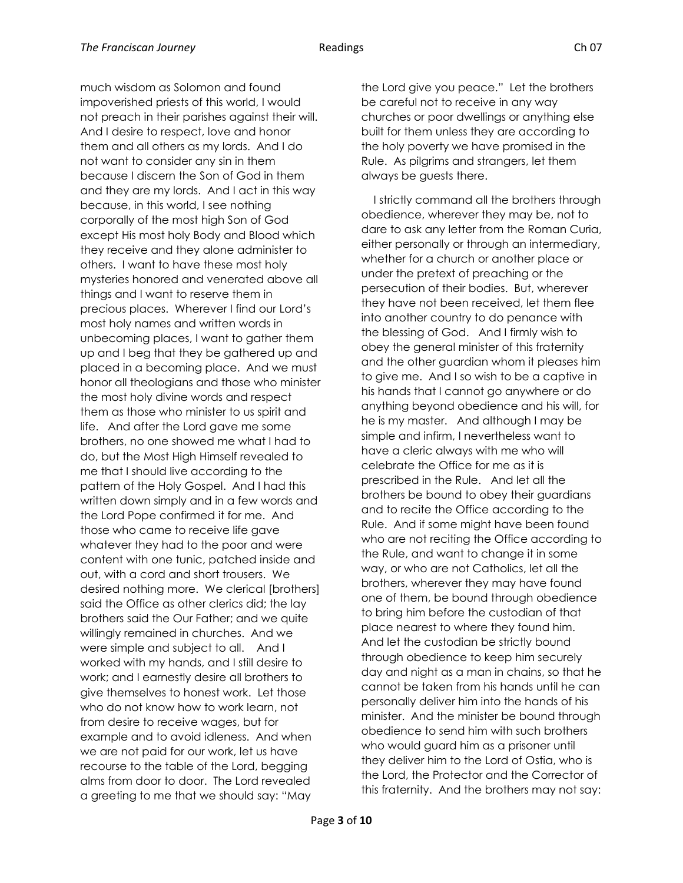much wisdom as Solomon and found impoverished priests of this world, I would not preach in their parishes against their will. And I desire to respect, love and honor them and all others as my lords. And I do not want to consider any sin in them because I discern the Son of God in them and they are my lords. And I act in this way because, in this world, I see nothing corporally of the most high Son of God except His most holy Body and Blood which they receive and they alone administer to others. I want to have these most holy mysteries honored and venerated above all things and I want to reserve them in precious places. Wherever I find our Lord's most holy names and written words in unbecoming places, I want to gather them up and I beg that they be gathered up and placed in a becoming place. And we must honor all theologians and those who minister the most holy divine words and respect them as those who minister to us spirit and life. And after the Lord gave me some brothers, no one showed me what I had to do, but the Most High Himself revealed to me that I should live according to the pattern of the Holy Gospel. And I had this written down simply and in a few words and the Lord Pope confirmed it for me. And those who came to receive life gave whatever they had to the poor and were content with one tunic, patched inside and out, with a cord and short trousers. We desired nothing more. We clerical [brothers] said the Office as other clerics did; the lay brothers said the Our Father; and we quite willingly remained in churches. And we were simple and subject to all. And I worked with my hands, and I still desire to work; and I earnestly desire all brothers to give themselves to honest work. Let those who do not know how to work learn, not from desire to receive wages, but for example and to avoid idleness. And when we are not paid for our work, let us have recourse to the table of the Lord, begging alms from door to door. The Lord revealed a greeting to me that we should say: "May the Lord give you peace." Let the brothers be careful not to receive in any way churches or poor dwellings or anything else built for them unless they are according to the holy poverty we have promised in the Rule. As pilgrims and strangers, let them always be guests there.

I strictly command all the brothers through obedience, wherever they may be, not to dare to ask any letter from the Roman Curia, either personally or through an intermediary, whether for a church or another place or under the pretext of preaching or the persecution of their bodies. But, wherever they have not been received, let them flee into another country to do penance with the blessing of God. And I firmly wish to obey the general minister of this fraternity and the other guardian whom it pleases him to give me. And I so wish to be a captive in his hands that I cannot go anywhere or do anything beyond obedience and his will, for he is my master. And although I may be simple and infirm, I nevertheless want to have a cleric always with me who will celebrate the Office for me as it is prescribed in the Rule. And let all the brothers be bound to obey their guardians and to recite the Office according to the Rule. And if some might have been found who are not reciting the Office according to the Rule, and want to change it in some way, or who are not Catholics, let all the brothers, wherever they may have found one of them, be bound through obedience to bring him before the custodian of that place nearest to where they found him. And let the custodian be strictly bound through obedience to keep him securely day and night as a man in chains, so that he cannot be taken from his hands until he can personally deliver him into the hands of his minister. And the minister be bound through obedience to send him with such brothers who would guard him as a prisoner until they deliver him to the Lord of Ostia, who is the Lord, the Protector and the Corrector of this fraternity. And the brothers may not say: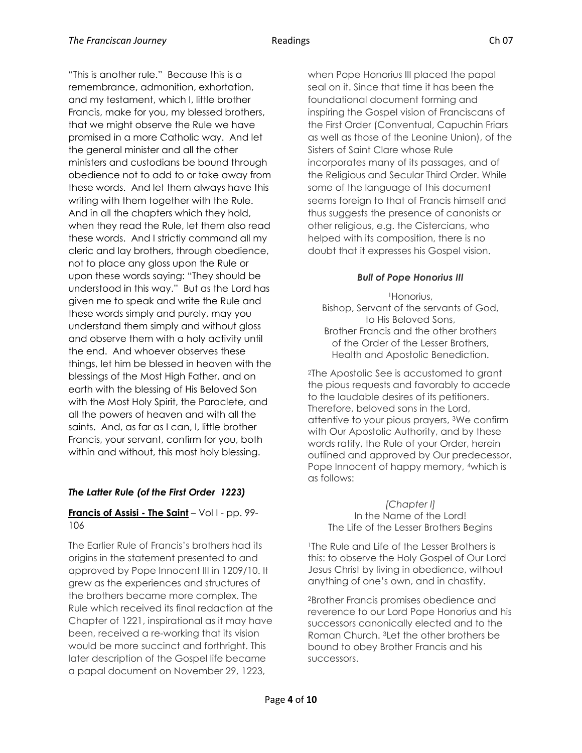"This is another rule." Because this is a remembrance, admonition, exhortation, and my testament, which I, little brother Francis, make for you, my blessed brothers, that we might observe the Rule we have promised in a more Catholic way. And let the general minister and all the other ministers and custodians be bound through obedience not to add to or take away from these words. And let them always have this writing with them together with the Rule. And in all the chapters which they hold, when they read the Rule, let them also read these words. And I strictly command all my cleric and lay brothers, through obedience, not to place any gloss upon the Rule or upon these words saying: "They should be understood in this way." But as the Lord has given me to speak and write the Rule and these words simply and purely, may you understand them simply and without gloss and observe them with a holy activity until the end. And whoever observes these things, let him be blessed in heaven with the blessings of the Most High Father, and on earth with the blessing of His Beloved Son with the Most Holy Spirit, the Paraclete, and all the powers of heaven and with all the saints. And, as far as I can, I, little brother Francis, your servant, confirm for you, both within and without, this most holy blessing.

### *The Latter Rule (of the First Order 1223)*

**Francis of Assisi - The Saint** – Vol I - pp. 99-106

The Earlier Rule of Francis's brothers had its origins in the statement presented to and approved by Pope Innocent III in 1209/10. It grew as the experiences and structures of the brothers became more complex. The Rule which received its final redaction at the Chapter of 1221, inspirational as it may have been, received a re-working that its vision would be more succinct and forthright. This later description of the Gospel life became a papal document on November 29, 1223, when Pope Honorius III placed the papal seal on it. Since that time it has been the foundational document forming and inspiring the Gospel vision of Franciscans of the First Order (Conventual, Capuchin Friars as well as those of the Leonine Union), of the Sisters of Saint Clare whose Rule incorporates many of its passages, and of the Religious and Secular Third Order. While some of the language of this document seems foreign to that of Francis himself and thus suggests the presence of canonists or other religious, e.g. the Cistercians, who helped with its composition, there is no doubt that it expresses his Gospel vision.

#### *Bull of Pope Honorius III*

[1]Honorius,
Bishop, Servant of the servants of God,
to His Beloved Sons,
Brother Francis and the other brothers
of the Order of the Lesser Brothers,
Health and Apostolic Benediction.

[2]The Apostolic See is accustomed to grant the pious requests and favorably to accede to the laudable desires of its petitioners. Therefore, beloved sons in the Lord, attentive to your pious prayers, [3]We confirm with Our Apostolic Authority, and by these words ratify, the Rule of your Order, herein outlined and approved by Our predecessor, Pope Innocent of happy memory, [4]which is as follows:

*[Chapter I]*
In the Name of the Lord!
The Life of the Lesser Brothers Begins

[1]The Rule and Life of the Lesser Brothers is this: to observe the Holy Gospel of Our Lord Jesus Christ by living in obedience, without anything of one's own, and in chastity.

[2]Brother Francis promises obedience and reverence to our Lord Pope Honorius and his successors canonically elected and to the Roman Church. [3]Let the other brothers be bound to obey Brother Francis and his successors.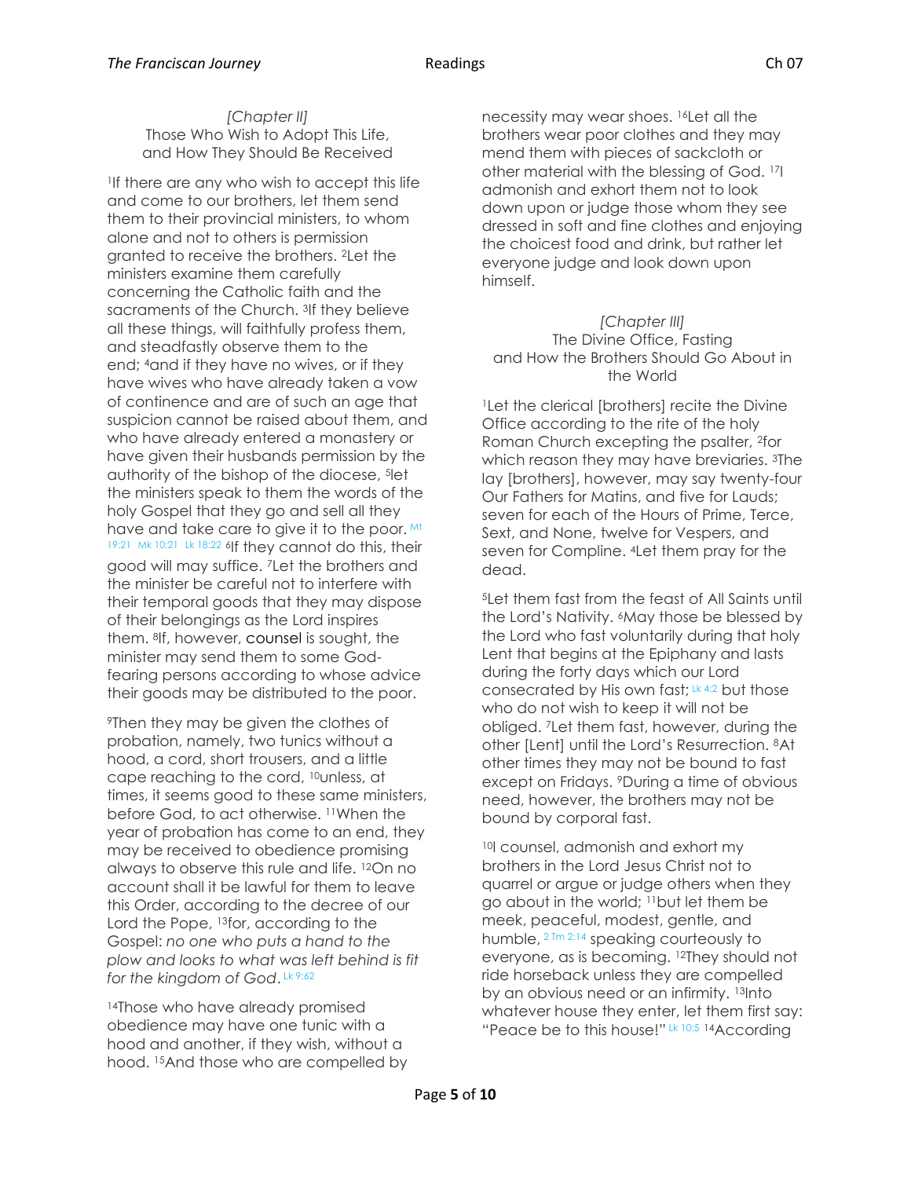*[Chapter II]*
Those Who Wish to Adopt This Life,
and How They Should Be Received

[1]If there are any who wish to accept this life and come to our brothers, let them send them to their provincial ministers, to whom alone and not to others is permission granted to receive the brothers. [2]Let the ministers examine them carefully concerning the Catholic faith and the sacraments of the Church. [3]If they believe all these things, will faithfully profess them, and steadfastly observe them to the end; [4]and if they have no wives, or if they have wives who have already taken a vow of continence and are of such an age that suspicion cannot be raised about them, and who have already entered a monastery or have given their husbands permission by the authority of the bishop of the diocese, [5]let the ministers speak to them the words of the holy Gospel that they go and sell all they have and take care to give it to the poor. Mt 19:21 Mk 10:21 Lk 18:22 [6]If they cannot do this, their good will may suffice. [7]Let the brothers and the minister be careful not to interfere with their temporal goods that they may dispose of their belongings as the Lord inspires them. [8]If, however, counsel is sought, the minister may send them to some God-fearing persons according to whose advice their goods may be distributed to the poor.

[9]Then they may be given the clothes of probation, namely, two tunics without a hood, a cord, short trousers, and a little cape reaching to the cord, [10]unless, at times, it seems good to these same ministers, before God, to act otherwise. [11]When the year of probation has come to an end, they may be received to obedience promising always to observe this rule and life. [12]On no account shall it be lawful for them to leave this Order, according to the decree of our Lord the Pope, [13]for, according to the Gospel: *no one who puts a hand to the plow and looks to what was left behind is fit for the kingdom of God*. Lk 9:62

[14]Those who have already promised obedience may have one tunic with a hood and another, if they wish, without a hood. [15]And those who are compelled by necessity may wear shoes. [16]Let all the brothers wear poor clothes and they may mend them with pieces of sackcloth or other material with the blessing of God. [17]I admonish and exhort them not to look down upon or judge those whom they see dressed in soft and fine clothes and enjoying the choicest food and drink, but rather let everyone judge and look down upon himself.

*[Chapter III]*
The Divine Office, Fasting
and How the Brothers Should Go About in the World

[1]Let the clerical [brothers] recite the Divine Office according to the rite of the holy Roman Church excepting the psalter, [2]for which reason they may have breviaries. [3]The lay [brothers], however, may say twenty-four Our Fathers for Matins, and five for Lauds; seven for each of the Hours of Prime, Terce, Sext, and None, twelve for Vespers, and seven for Compline. [4]Let them pray for the dead.

[5]Let them fast from the feast of All Saints until the Lord's Nativity. [6]May those be blessed by the Lord who fast voluntarily during that holy Lent that begins at the Epiphany and lasts during the forty days which our Lord consecrated by His own fast; Lk 4:2 but those who do not wish to keep it will not be obliged. [7]Let them fast, however, during the other [Lent] until the Lord's Resurrection. [8]At other times they may not be bound to fast except on Fridays. [9]During a time of obvious need, however, the brothers may not be bound by corporal fast.

[10]I counsel, admonish and exhort my brothers in the Lord Jesus Christ not to quarrel or argue or judge others when they go about in the world; [11]but let them be meek, peaceful, modest, gentle, and humble, 2 Tm 2:14 speaking courteously to everyone, as is becoming. [12]They should not ride horseback unless they are compelled by an obvious need or an infirmity. [13]Into whatever house they enter, let them first say: "Peace be to this house!" Lk 10:5 [14]According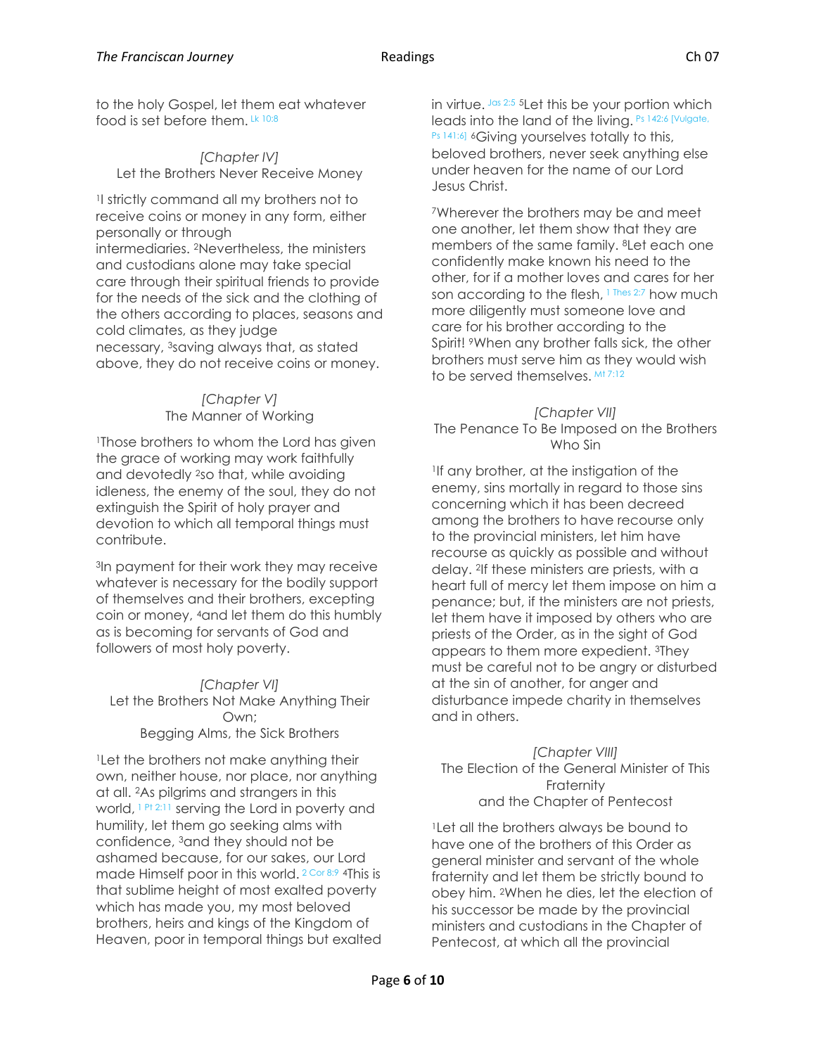to the holy Gospel, let them eat whatever food is set before them. Lk 10:8

*[Chapter IV]*
Let the Brothers Never Receive Money

[1]I strictly command all my brothers not to receive coins or money in any form, either personally or through intermediaries. [2]Nevertheless, the ministers and custodians alone may take special care through their spiritual friends to provide for the needs of the sick and the clothing of the others according to places, seasons and cold climates, as they judge necessary, [3]saving always that, as stated above, they do not receive coins or money.

*[Chapter V]*
The Manner of Working

[1]Those brothers to whom the Lord has given the grace of working may work faithfully and devotedly [2]so that, while avoiding idleness, the enemy of the soul, they do not extinguish the Spirit of holy prayer and devotion to which all temporal things must contribute.

[3]In payment for their work they may receive whatever is necessary for the bodily support of themselves and their brothers, excepting coin or money, [4]and let them do this humbly as is becoming for servants of God and followers of most holy poverty.

*[Chapter VI]*
Let the Brothers Not Make Anything Their Own;
Begging Alms, the Sick Brothers

[1]Let the brothers not make anything their own, neither house, nor place, nor anything at all. [2]As pilgrims and strangers in this world, 1 Pt 2:11 serving the Lord in poverty and humility, let them go seeking alms with confidence, [3]and they should not be ashamed because, for our sakes, our Lord made Himself poor in this world. 2 Cor 8:9 [4]This is that sublime height of most exalted poverty which has made you, my most beloved brothers, heirs and kings of the Kingdom of Heaven, poor in temporal things but exalted in virtue. Jas 2:5 [5]Let this be your portion which leads into the land of the living. Ps 142:6 [Vulgate, Ps 141:6] [6]Giving yourselves totally to this, beloved brothers, never seek anything else under heaven for the name of our Lord Jesus Christ.

[7]Wherever the brothers may be and meet one another, let them show that they are members of the same family. [8]Let each one confidently make known his need to the other, for if a mother loves and cares for her son according to the flesh, 1 Thes 2:7 how much more diligently must someone love and care for his brother according to the Spirit! [9]When any brother falls sick, the other brothers must serve him as they would wish to be served themselves. Mt 7:12

*[Chapter VII]*
The Penance To Be Imposed on the Brothers Who Sin

[1]If any brother, at the instigation of the enemy, sins mortally in regard to those sins concerning which it has been decreed among the brothers to have recourse only to the provincial ministers, let him have recourse as quickly as possible and without delay. [2]If these ministers are priests, with a heart full of mercy let them impose on him a penance; but, if the ministers are not priests, let them have it imposed by others who are priests of the Order, as in the sight of God appears to them more expedient. [3]They must be careful not to be angry or disturbed at the sin of another, for anger and disturbance impede charity in themselves and in others.

*[Chapter VIII]*
The Election of the General Minister of This Fraternity
and the Chapter of Pentecost

[1]Let all the brothers always be bound to have one of the brothers of this Order as general minister and servant of the whole fraternity and let them be strictly bound to obey him. [2]When he dies, let the election of his successor be made by the provincial ministers and custodians in the Chapter of Pentecost, at which all the provincial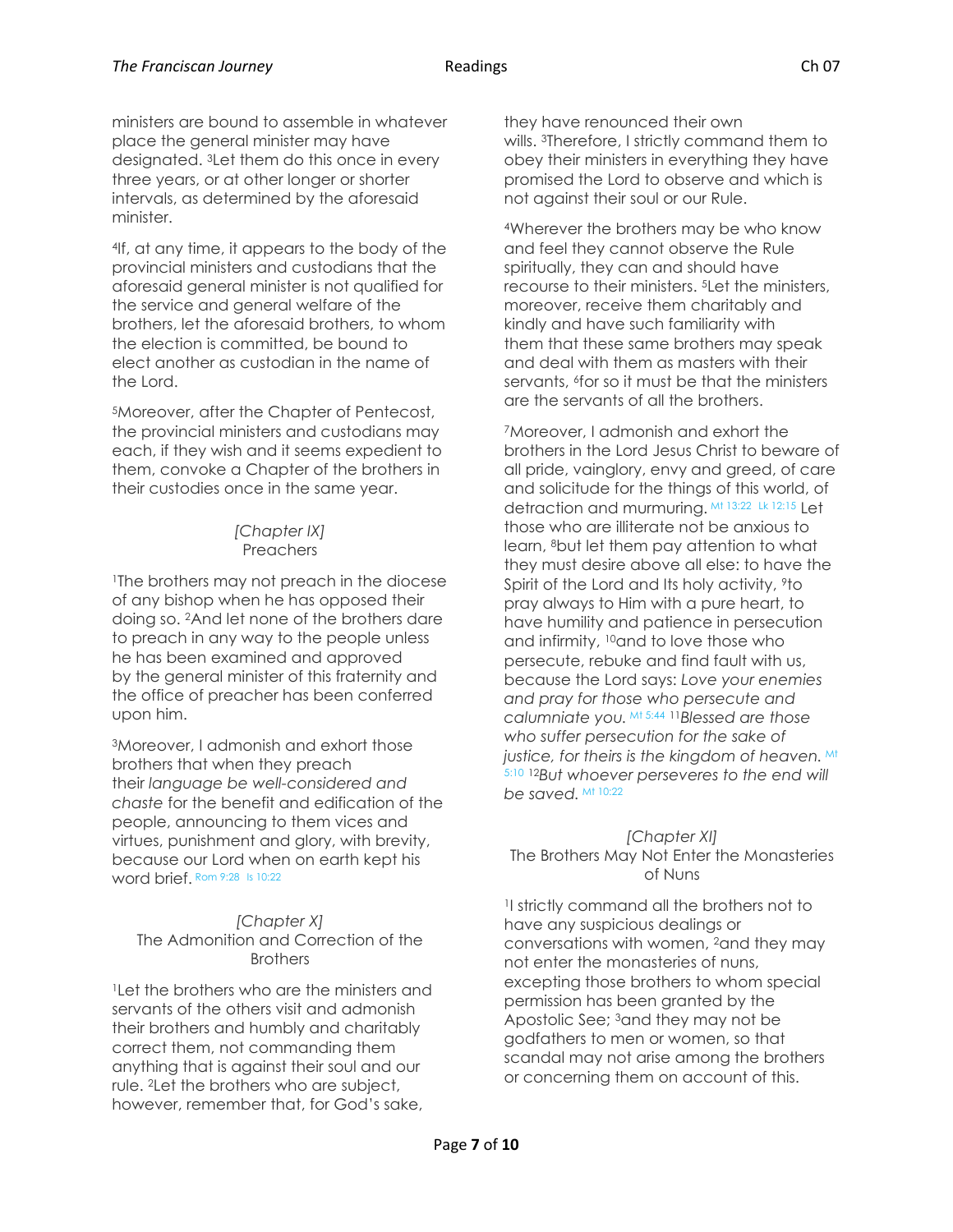ministers are bound to assemble in whatever place the general minister may have designated. [3]Let them do this once in every three years, or at other longer or shorter intervals, as determined by the aforesaid minister.

[4]If, at any time, it appears to the body of the provincial ministers and custodians that the aforesaid general minister is not qualified for the service and general welfare of the brothers, let the aforesaid brothers, to whom the election is committed, be bound to elect another as custodian in the name of the Lord.

[5]Moreover, after the Chapter of Pentecost, the provincial ministers and custodians may each, if they wish and it seems expedient to them, convoke a Chapter of the brothers in their custodies once in the same year.

### *[Chapter IX]* Preachers

[1]The brothers may not preach in the diocese of any bishop when he has opposed their doing so. [2]And let none of the brothers dare to preach in any way to the people unless he has been examined and approved by the general minister of this fraternity and the office of preacher has been conferred upon him.

[3]Moreover, I admonish and exhort those brothers that when they preach their *language be well-considered and chaste* for the benefit and edification of the people, announcing to them vices and virtues, punishment and glory, with brevity, because our Lord when on earth kept his word brief. Rom 9:28 Is 10:22

### *[Chapter X]* The Admonition and Correction of the Brothers

[1]Let the brothers who are the ministers and servants of the others visit and admonish their brothers and humbly and charitably correct them, not commanding them anything that is against their soul and our rule. [2]Let the brothers who are subject, however, remember that, for God's sake, they have renounced their own wills. [3]Therefore, I strictly command them to obey their ministers in everything they have promised the Lord to observe and which is not against their soul or our Rule.

[4]Wherever the brothers may be who know and feel they cannot observe the Rule spiritually, they can and should have recourse to their ministers. [5]Let the ministers, moreover, receive them charitably and kindly and have such familiarity with them that these same brothers may speak and deal with them as masters with their servants, [6]for so it must be that the ministers are the servants of all the brothers.

[7]Moreover, I admonish and exhort the brothers in the Lord Jesus Christ to beware of all pride, vainglory, envy and greed, of care and solicitude for the things of this world, of detraction and murmuring. Mt 13:22 Lk 12:15 Let those who are illiterate not be anxious to learn, [8]but let them pay attention to what they must desire above all else: to have the Spirit of the Lord and Its holy activity, [9]to pray always to Him with a pure heart, to have humility and patience in persecution and infirmity, [10]and to love those who persecute, rebuke and find fault with us, because the Lord says: *Love your enemies and pray for those who persecute and calumniate you.* Mt 5:44 [11]*Blessed are those who suffer persecution for the sake of justice, for theirs is the kingdom of heaven.* Mt 5:10 [12]*But whoever perseveres to the end will be saved.* Mt 10:22

### *[Chapter XI]* The Brothers May Not Enter the Monasteries of Nuns

[1]I strictly command all the brothers not to have any suspicious dealings or conversations with women, [2]and they may not enter the monasteries of nuns, excepting those brothers to whom special permission has been granted by the Apostolic See; [3]and they may not be godfathers to men or women, so that scandal may not arise among the brothers or concerning them on account of this.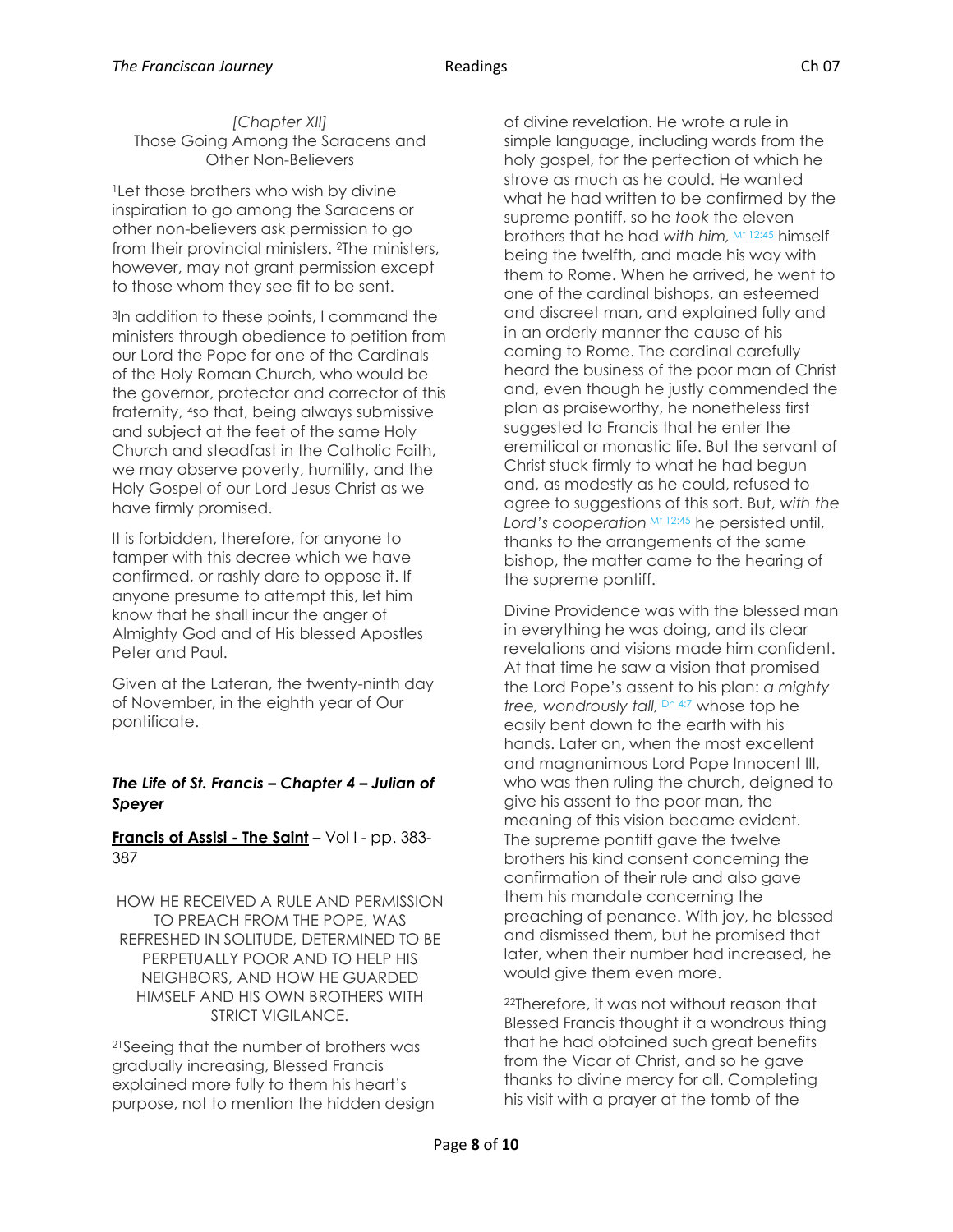*[Chapter XII]*
Those Going Among the Saracens and Other Non-Believers

[1]Let those brothers who wish by divine inspiration to go among the Saracens or other non-believers ask permission to go from their provincial ministers. [2]The ministers, however, may not grant permission except to those whom they see fit to be sent.

[3]In addition to these points, I command the ministers through obedience to petition from our Lord the Pope for one of the Cardinals of the Holy Roman Church, who would be the governor, protector and corrector of this fraternity, [4]so that, being always submissive and subject at the feet of the same Holy Church and steadfast in the Catholic Faith, we may observe poverty, humility, and the Holy Gospel of our Lord Jesus Christ as we have firmly promised.

It is forbidden, therefore, for anyone to tamper with this decree which we have confirmed, or rashly dare to oppose it. If anyone presume to attempt this, let him know that he shall incur the anger of Almighty God and of His blessed Apostles Peter and Paul.

Given at the Lateran, the twenty-ninth day of November, in the eighth year of Our pontificate.

### *The Life of St. Francis – Chapter 4 – Julian of Speyer*

**Francis of Assisi - The Saint** – Vol I - pp. 383-387

HOW HE RECEIVED A RULE AND PERMISSION TO PREACH FROM THE POPE, WAS REFRESHED IN SOLITUDE, DETERMINED TO BE PERPETUALLY POOR AND TO HELP HIS NEIGHBORS, AND HOW HE GUARDED HIMSELF AND HIS OWN BROTHERS WITH STRICT VIGILANCE.

[21]Seeing that the number of brothers was gradually increasing, Blessed Francis explained more fully to them his heart's purpose, not to mention the hidden design of divine revelation. He wrote a rule in simple language, including words from the holy gospel, for the perfection of which he strove as much as he could. He wanted what he had written to be confirmed by the supreme pontiff, so he *took* the eleven brothers that he had *with him*, Mt 12:45 himself being the twelfth, and made his way with them to Rome. When he arrived, he went to one of the cardinal bishops, an esteemed and discreet man, and explained fully and in an orderly manner the cause of his coming to Rome. The cardinal carefully heard the business of the poor man of Christ and, even though he justly commended the plan as praiseworthy, he nonetheless first suggested to Francis that he enter the eremitical or monastic life. But the servant of Christ stuck firmly to what he had begun and, as modestly as he could, refused to agree to suggestions of this sort. But, *with the Lord's cooperation* Mt 12:45 he persisted until, thanks to the arrangements of the same bishop, the matter came to the hearing of the supreme pontiff.

Divine Providence was with the blessed man in everything he was doing, and its clear revelations and visions made him confident. At that time he saw a vision that promised the Lord Pope's assent to his plan: *a mighty tree, wondrously tall,* Dn 4:7 whose top he easily bent down to the earth with his hands. Later on, when the most excellent and magnanimous Lord Pope Innocent III, who was then ruling the church, deigned to give his assent to the poor man, the meaning of this vision became evident. The supreme pontiff gave the twelve brothers his kind consent concerning the confirmation of their rule and also gave them his mandate concerning the preaching of penance. With joy, he blessed and dismissed them, but he promised that later, when their number had increased, he would give them even more.

[22]Therefore, it was not without reason that Blessed Francis thought it a wondrous thing that he had obtained such great benefits from the Vicar of Christ, and so he gave thanks to divine mercy for all. Completing his visit with a prayer at the tomb of the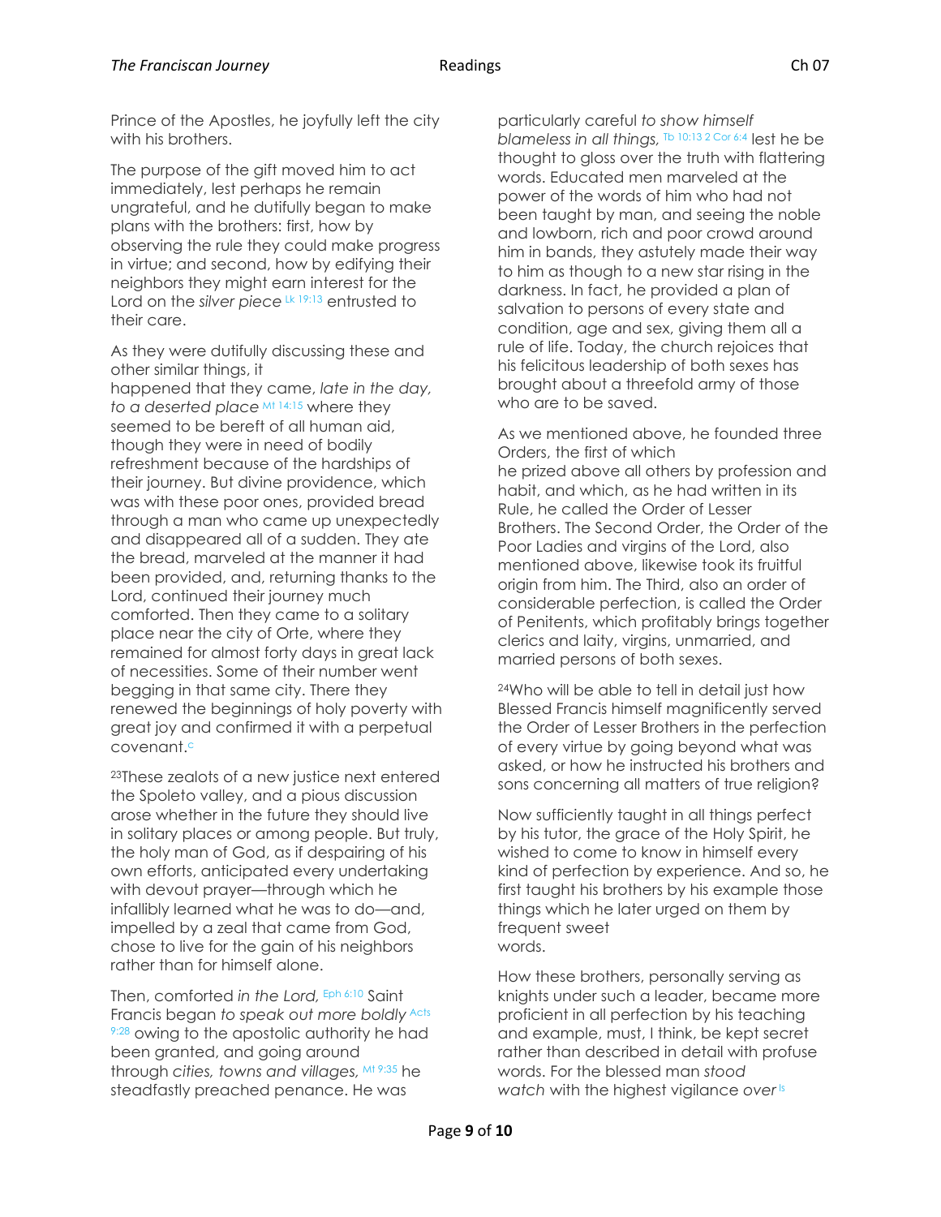Prince of the Apostles, he joyfully left the city with his brothers.

The purpose of the gift moved him to act immediately, lest perhaps he remain ungrateful, and he dutifully began to make plans with the brothers: first, how by observing the rule they could make progress in virtue; and second, how by edifying their neighbors they might earn interest for the Lord on the *silver piece* [Lk 19:13] entrusted to their care.

As they were dutifully discussing these and other similar things, it happened that they came, *late in the day, to a deserted place* [Mt 14:15] where they seemed to be bereft of all human aid, though they were in need of bodily refreshment because of the hardships of their journey. But divine providence, which was with these poor ones, provided bread through a man who came up unexpectedly and disappeared all of a sudden. They ate the bread, marveled at the manner it had been provided, and, returning thanks to the Lord, continued their journey much comforted. Then they came to a solitary place near the city of Orte, where they remained for almost forty days in great lack of necessities. Some of their number went begging in that same city. There they renewed the beginnings of holy poverty with great joy and confirmed it with a perpetual covenant.[c]

[23]These zealots of a new justice next entered the Spoleto valley, and a pious discussion arose whether in the future they should live in solitary places or among people. But truly, the holy man of God, as if despairing of his own efforts, anticipated every undertaking with devout prayer—through which he infallibly learned what he was to do—and, impelled by a zeal that came from God, chose to live for the gain of his neighbors rather than for himself alone.

Then, comforted *in the Lord,* [Eph 6:10] Saint Francis began *to speak out more boldly* [Acts 9:28] owing to the apostolic authority he had been granted, and going around through *cities, towns and villages,* [Mt 9:35] he steadfastly preached penance. He was particularly careful *to show himself blameless in all things,* [Tb 10:13 2 Cor 6:4] lest he be thought to gloss over the truth with flattering words. Educated men marveled at the power of the words of him who had not been taught by man, and seeing the noble and lowborn, rich and poor crowd around him in bands, they astutely made their way to him as though to a new star rising in the darkness. In fact, he provided a plan of salvation to persons of every state and condition, age and sex, giving them all a rule of life. Today, the church rejoices that his felicitous leadership of both sexes has brought about a threefold army of those who are to be saved.

As we mentioned above, he founded three Orders, the first of which he prized above all others by profession and habit, and which, as he had written in its Rule, he called the Order of Lesser Brothers. The Second Order, the Order of the Poor Ladies and virgins of the Lord, also mentioned above, likewise took its fruitful origin from him. The Third, also an order of considerable perfection, is called the Order of Penitents, which profitably brings together clerics and laity, virgins, unmarried, and married persons of both sexes.

[24]Who will be able to tell in detail just how Blessed Francis himself magnificently served the Order of Lesser Brothers in the perfection of every virtue by going beyond what was asked, or how he instructed his brothers and sons concerning all matters of true religion?

Now sufficiently taught in all things perfect by his tutor, the grace of the Holy Spirit, he wished to come to know in himself every kind of perfection by experience. And so, he first taught his brothers by his example those things which he later urged on them by frequent sweet words.

How these brothers, personally serving as knights under such a leader, became more proficient in all perfection by his teaching and example, must, I think, be kept secret rather than described in detail with profuse words. For the blessed man *stood watch* with the highest vigilance *over* [Is]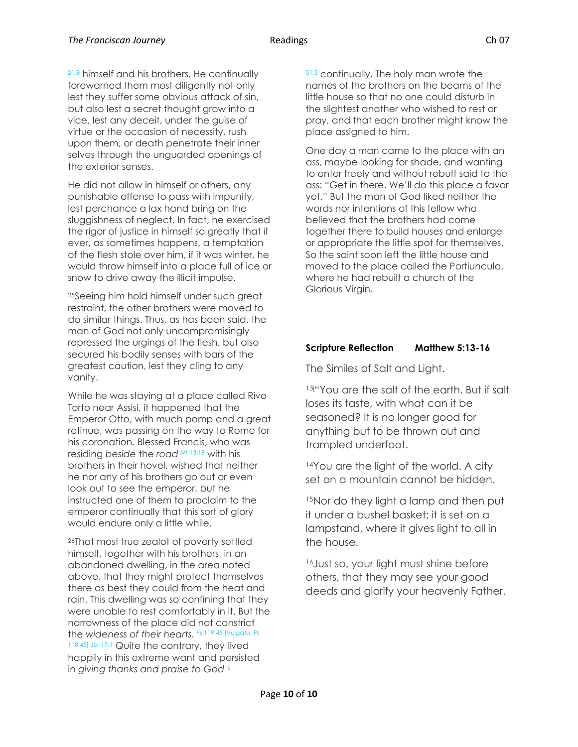[21:8] himself and his brothers. He continually forewarned them most diligently not only lest they suffer some obvious attack of sin, but also lest a secret thought grow into a vice, lest any deceit, under the guise of virtue or the occasion of necessity, rush upon them, or death penetrate their inner selves through the unguarded openings of the exterior senses.

He did not allow in himself or others, any punishable offense to pass with impunity, lest perchance a lax hand bring on the sluggishness of neglect. In fact, he exercised the rigor of justice in himself so greatly that if ever, as sometimes happens, a temptation of the flesh stole over him, if it was winter, he would throw himself into a place full of ice or snow to drive away the illicit impulse.

[25]Seeing him hold himself under such great restraint, the other brothers were moved to do similar things. Thus, as has been said, the man of God not only uncompromisingly repressed the urgings of the flesh, but also secured his bodily senses with bars of the greatest caution, lest they cling to any vanity.

While he was staying at a place called Rivo Torto near Assisi, it happened that the Emperor Otto, with much pomp and a great retinue, was passing on the way to Rome for his coronation. Blessed Francis, who was residing *beside the road* [Mt 13:19] with his brothers in their hovel, wished that neither he nor any of his brothers go out or even look out to see the emperor, but he instructed one of them to proclaim to the emperor continually that this sort of glory would endure only a little while.

[26]That most true zealot of poverty settled himself, together with his brothers, in an abandoned dwelling, in the area noted above, that they might protect themselves there as best they could from the heat and rain. This dwelling was so confining that they were unable to rest comfortably in it. But the narrowness of the place did not constrict the *wideness of their hearts.* [Ps 119:45 [Vulgate, Ps 118:45] Jer 17:1] Quite the contrary, they lived happily in this extreme want and persisted in *giving thanks and praise to God* [Is

51:3] continually. The holy man wrote the names of the brothers on the beams of the little house so that no one could disturb in the slightest another who wished to rest or pray, and that each brother might know the place assigned to him.

One day a man came to the place with an ass, maybe looking for shade, and wanting to enter freely and without rebuff said to the ass: "Get in there. We'll do this place a favor yet." But the man of God liked neither the words nor intentions of this fellow who believed that the brothers had come together there to build houses and enlarge or appropriate the little spot for themselves. So the saint soon left the little house and moved to the place called the Portiuncula, where he had rebuilt a church of the Glorious Virgin.

**Scripture Reflection Matthew 5:13-16**

The Similes of Salt and Light.

[13][i]"You are the salt of the earth. But if salt loses its taste, with what can it be seasoned? It is no longer good for anything but to be thrown out and trampled underfoot.

[14]You are the light of the world. A city set on a mountain cannot be hidden.

[15]Nor do they light a lamp and then put it under a bushel basket; it is set on a lampstand, where it gives light to all in the house.

[16]Just so, your light must shine before others, that they may see your good deeds and glorify your heavenly Father.